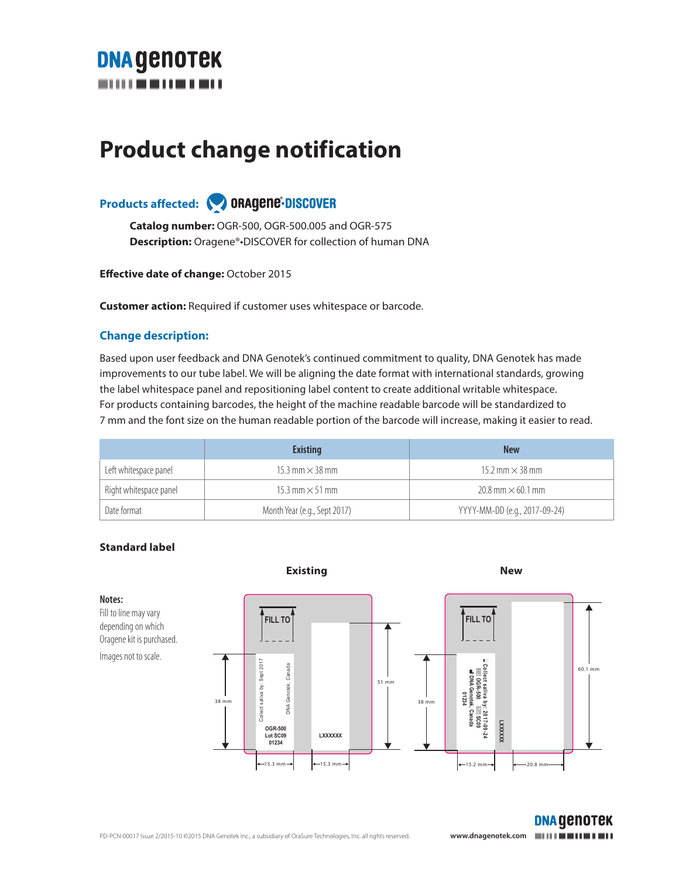# Product change notification

**Products affected:** Oragene®•DISCOVER

**Catalog number:** OGR-500, OGR-500.005 and OGR-575
**Description:** Oragene®•DISCOVER for collection of human DNA

**Effective date of change:** October 2015

**Customer action:** Required if customer uses whitespace or barcode.

## Change description:

Based upon user feedback and DNA Genotek's continued commitment to quality, DNA Genotek has made improvements to our tube label. We will be aligning the date format with international standards, growing the label whitespace panel and repositioning label content to create additional writable whitespace. For products containing barcodes, the height of the machine readable barcode will be standardized to 7 mm and the font size on the human readable portion of the barcode will increase, making it easier to read.

| | Existing | New |
|---|---|---|
| Left whitespace panel | 15.3 mm × 38 mm | 15.2 mm × 38 mm |
| Right whitespace panel | 15.3 mm × 51 mm | 20.8 mm × 60.1 mm |
| Date format | Month Year (e.g., Sept 2017) | YYYY-MM-DD (e.g., 2017-09-24) |

### Standard label

**Existing** | **New**

Existing label: FILL TO; Collect saliva by: Sept 2017; DNA Genotek, Canada; OGR-500 Lot SC09 01234; LXXXXXX; 38 mm; 51 mm; 15.3 mm; 15.3 mm

New label: FILL TO; Collect saliva by: 2017-09-24; OGR-500; SC09; DNA Genotek, Canada; 01234; LXXXXXX; 38 mm; 60.1 mm; 15.2 mm; 20.8 mm

**Notes:**

Fill to line may vary depending on which Oragene kit is purchased.

Images not to scale.

PD-PCN-00017 Issue 2/2015-10 ©2015 DNA Genotek Inc., a subsidiary of OraSure Technologies, Inc. all rights reserved.

www.dnagenotek.com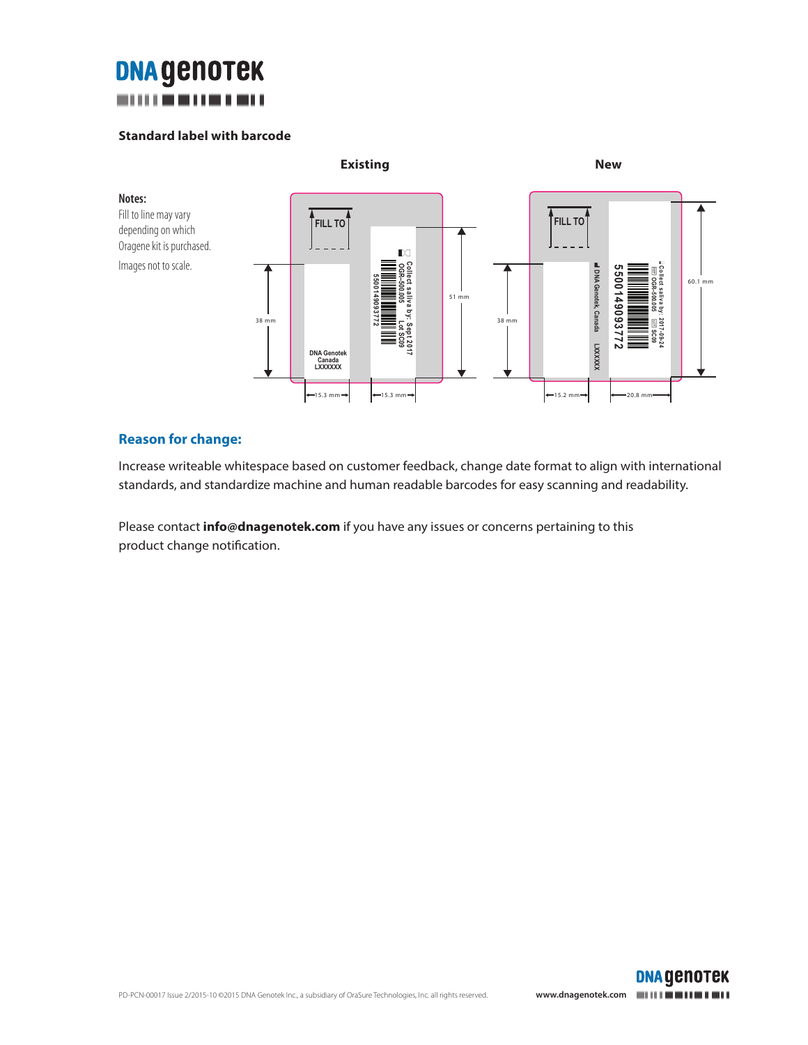**Standard label with barcode**

**Notes:**
Fill to line may vary depending on which Oragene kit is purchased.

Images not to scale.

Existing

FILL TO

38 mm

DNA Genotek
Canada
LXXXXXX

Collect saliva by: Sept 2017
OGR-500.005
Lot SC09
55001490093772

51 mm

15.3 mm

15.3 mm

New

FILL TO

38 mm

DNA Genotek, Canada
LXXXXXX

55001490093772

Collect saliva by: 2017-09-24
OGR-500.005
SC09

60.1 mm

15.2 mm

20.8 mm

## Reason for change:

Increase writeable whitespace based on customer feedback, change date format to align with international standards, and standardize machine and human readable barcodes for easy scanning and readability.

Please contact **info@dnagenotek.com** if you have any issues or concerns pertaining to this product change notification.

PD-PCN-00017 Issue 2/2015-10 ©2015 DNA Genotek Inc., a subsidiary of OraSure Technologies, Inc. all rights reserved.

**www.dnagenotek.com**